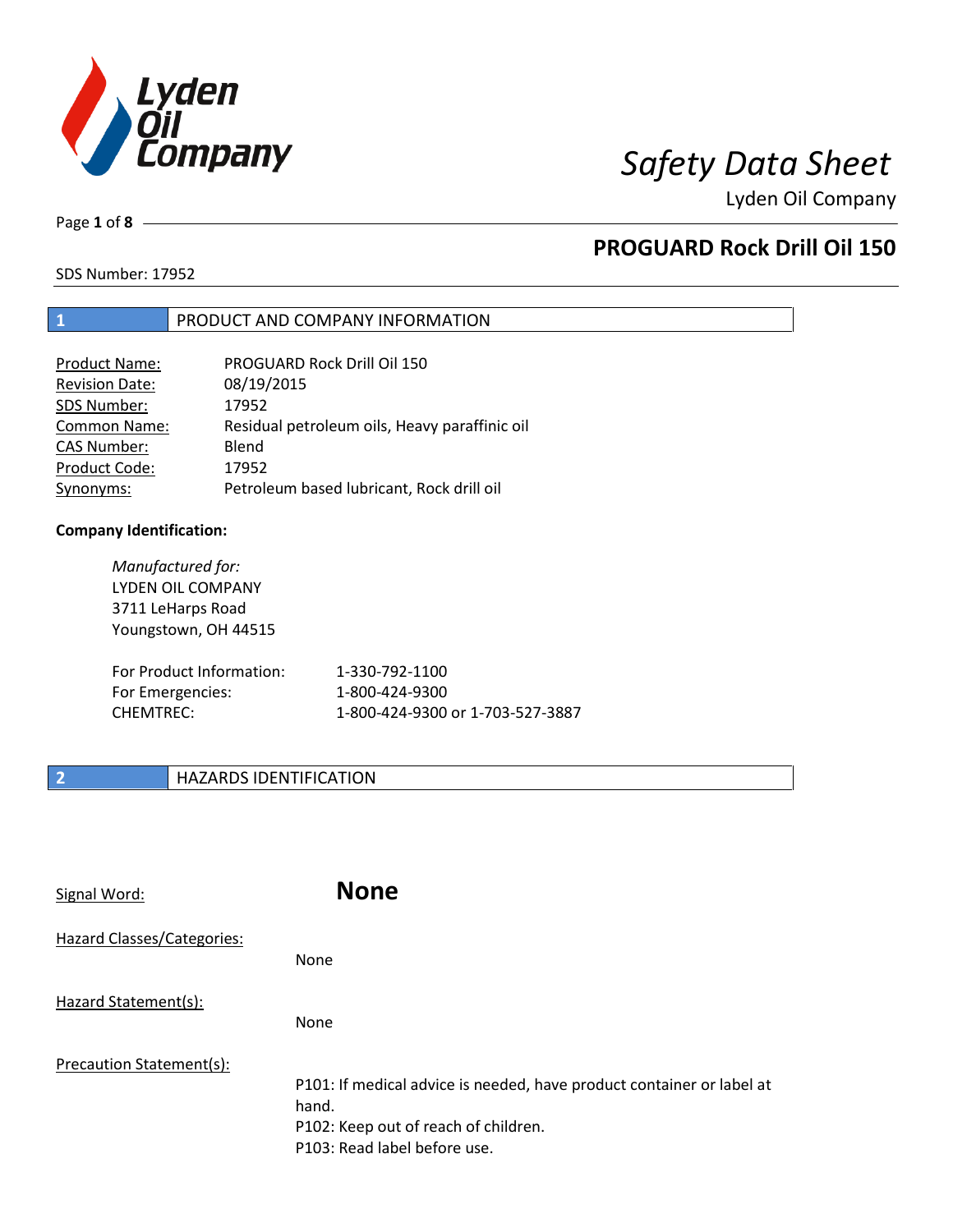# Safety Data Sheet

Lyden Oil Company

## PROGUARD Rock Drill Oil 150

SDS Number: 17952

## 1 PRODUCT AND COMPANY INFORMATION

| | |
|---|---|
| Product Name: | PROGUARD Rock Drill Oil 150 |
| Revision Date: | 08/19/2015 |
| SDS Number: | 17952 |
| Common Name: | Residual petroleum oils, Heavy paraffinic oil |
| CAS Number: | Blend |
| Product Code: | 17952 |
| Synonyms: | Petroleum based lubricant, Rock drill oil |

**Company Identification:**

*Manufactured for:*
LYDEN OIL COMPANY
3711 LeHarps Road
Youngstown, OH 44515

| | |
|---|---|
| For Product Information: | 1-330-792-1100 |
| For Emergencies: | 1-800-424-9300 |
| CHEMTREC: | 1-800-424-9300 or 1-703-527-3887 |

## 2 HAZARDS IDENTIFICATION

Signal Word: **None**

Hazard Classes/Categories:

None

Hazard Statement(s):

None

Precaution Statement(s):

P101: If medical advice is needed, have product container or label at hand.
P102: Keep out of reach of children.
P103: Read label before use.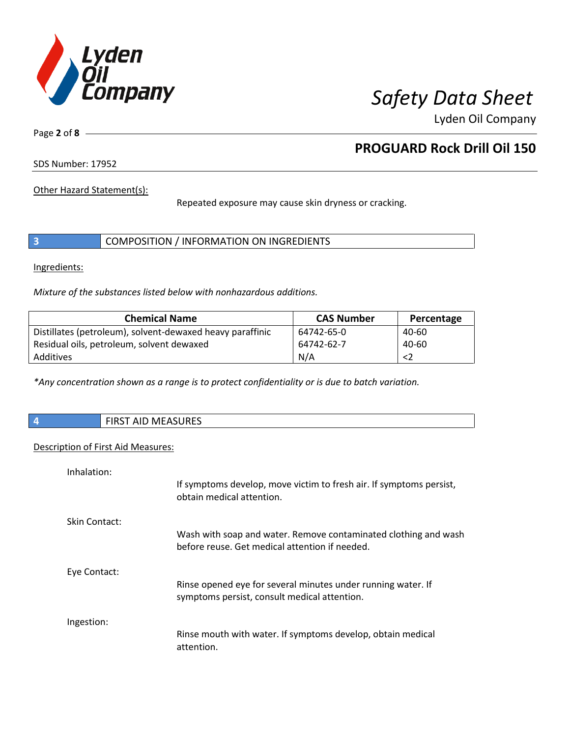Other Hazard Statement(s):

Repeated exposure may cause skin dryness or cracking.

## 3 COMPOSITION / INFORMATION ON INGREDIENTS

Ingredients:

*Mixture of the substances listed below with nonhazardous additions.*

| Chemical Name | CAS Number | Percentage |
|---|---|---|
| Distillates (petroleum), solvent-dewaxed heavy paraffinic | 64742-65-0 | 40-60 |
| Residual oils, petroleum, solvent dewaxed | 64742-62-7 | 40-60 |
| Additives | N/A | <2 |

*\*Any concentration shown as a range is to protect confidentiality or is due to batch variation.*

## 4 FIRST AID MEASURES

Description of First Aid Measures:

Inhalation:

If symptoms develop, move victim to fresh air. If symptoms persist, obtain medical attention.

Skin Contact:

Wash with soap and water. Remove contaminated clothing and wash before reuse. Get medical attention if needed.

Eye Contact:

Rinse opened eye for several minutes under running water. If symptoms persist, consult medical attention.

Ingestion:

Rinse mouth with water. If symptoms develop, obtain medical attention.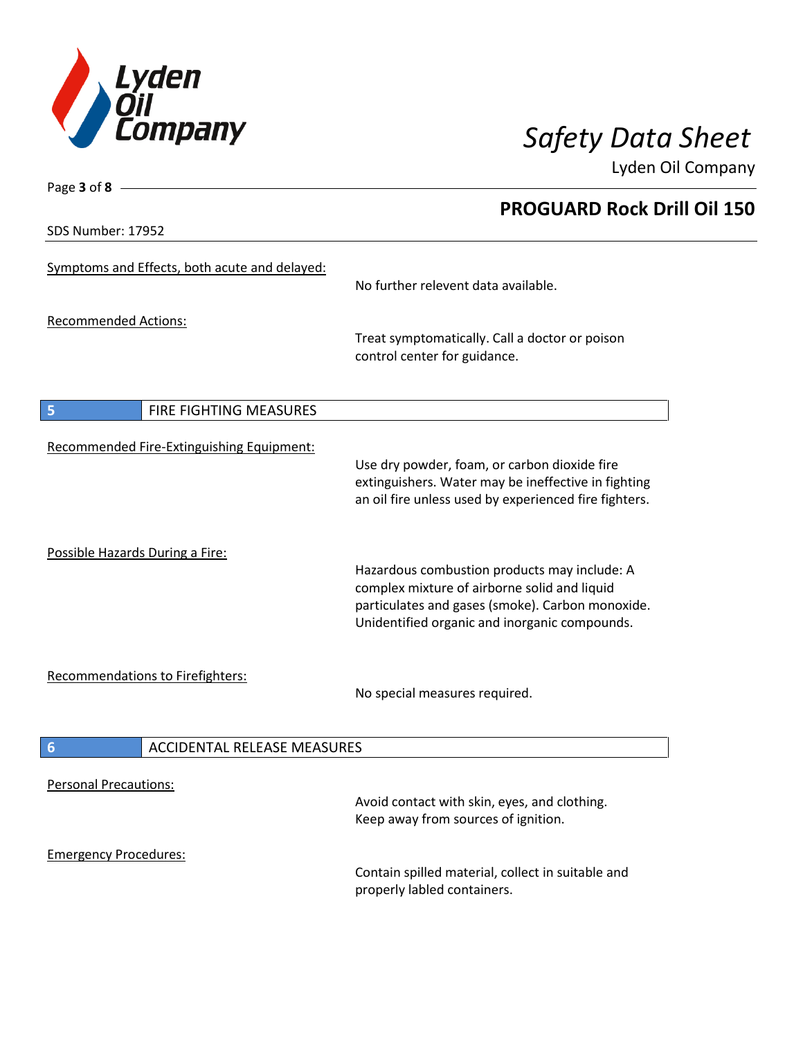Symptoms and Effects, both acute and delayed:

No further relevent data available.

Recommended Actions:

Treat symptomatically. Call a doctor or poison control center for guidance.

## 5 FIRE FIGHTING MEASURES

Recommended Fire-Extinguishing Equipment:

Use dry powder, foam, or carbon dioxide fire extinguishers. Water may be ineffective in fighting an oil fire unless used by experienced fire fighters.

Possible Hazards During a Fire:

Hazardous combustion products may include: A complex mixture of airborne solid and liquid particulates and gases (smoke). Carbon monoxide. Unidentified organic and inorganic compounds.

Recommendations to Firefighters:

No special measures required.

## 6 ACCIDENTAL RELEASE MEASURES

Personal Precautions:

Avoid contact with skin, eyes, and clothing. Keep away from sources of ignition.

Emergency Procedures:

Contain spilled material, collect in suitable and properly labled containers.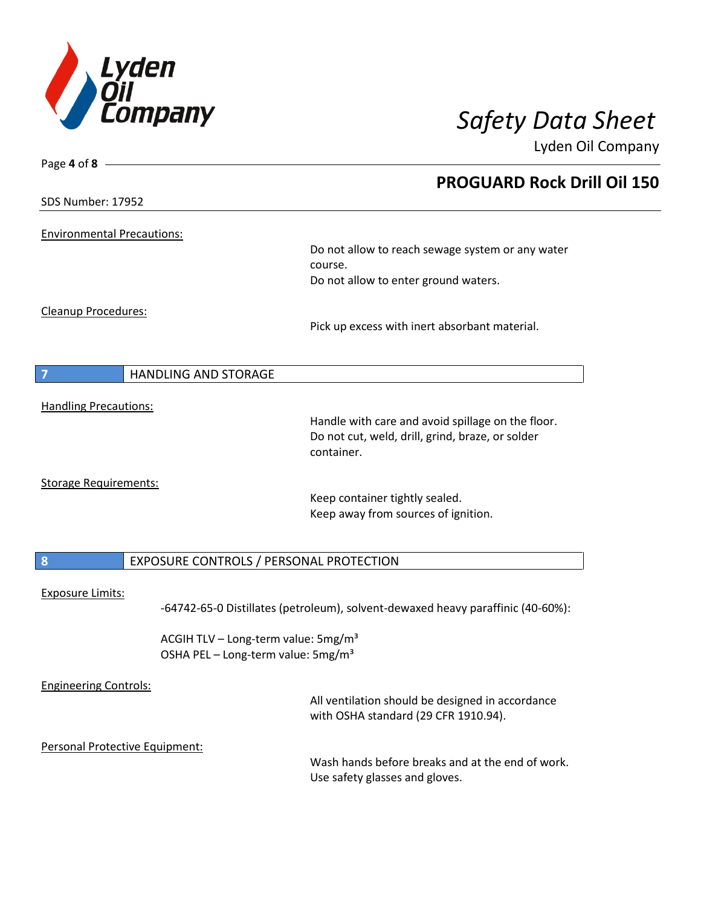Environmental Precautions:

Do not allow to reach sewage system or any water course.
Do not allow to enter ground waters.

Cleanup Procedures:

Pick up excess with inert absorbant material.

## 7 HANDLING AND STORAGE

Handling Precautions:

Handle with care and avoid spillage on the floor.
Do not cut, weld, drill, grind, braze, or solder container.

Storage Requirements:

Keep container tightly sealed.
Keep away from sources of ignition.

## 8 EXPOSURE CONTROLS / PERSONAL PROTECTION

Exposure Limits:

-64742-65-0 Distillates (petroleum), solvent-dewaxed heavy paraffinic (40-60%):

ACGIH TLV – Long-term value: 5mg/m³
OSHA PEL – Long-term value: 5mg/m³

Engineering Controls:

All ventilation should be designed in accordance with OSHA standard (29 CFR 1910.94).

Personal Protective Equipment:

Wash hands before breaks and at the end of work.
Use safety glasses and gloves.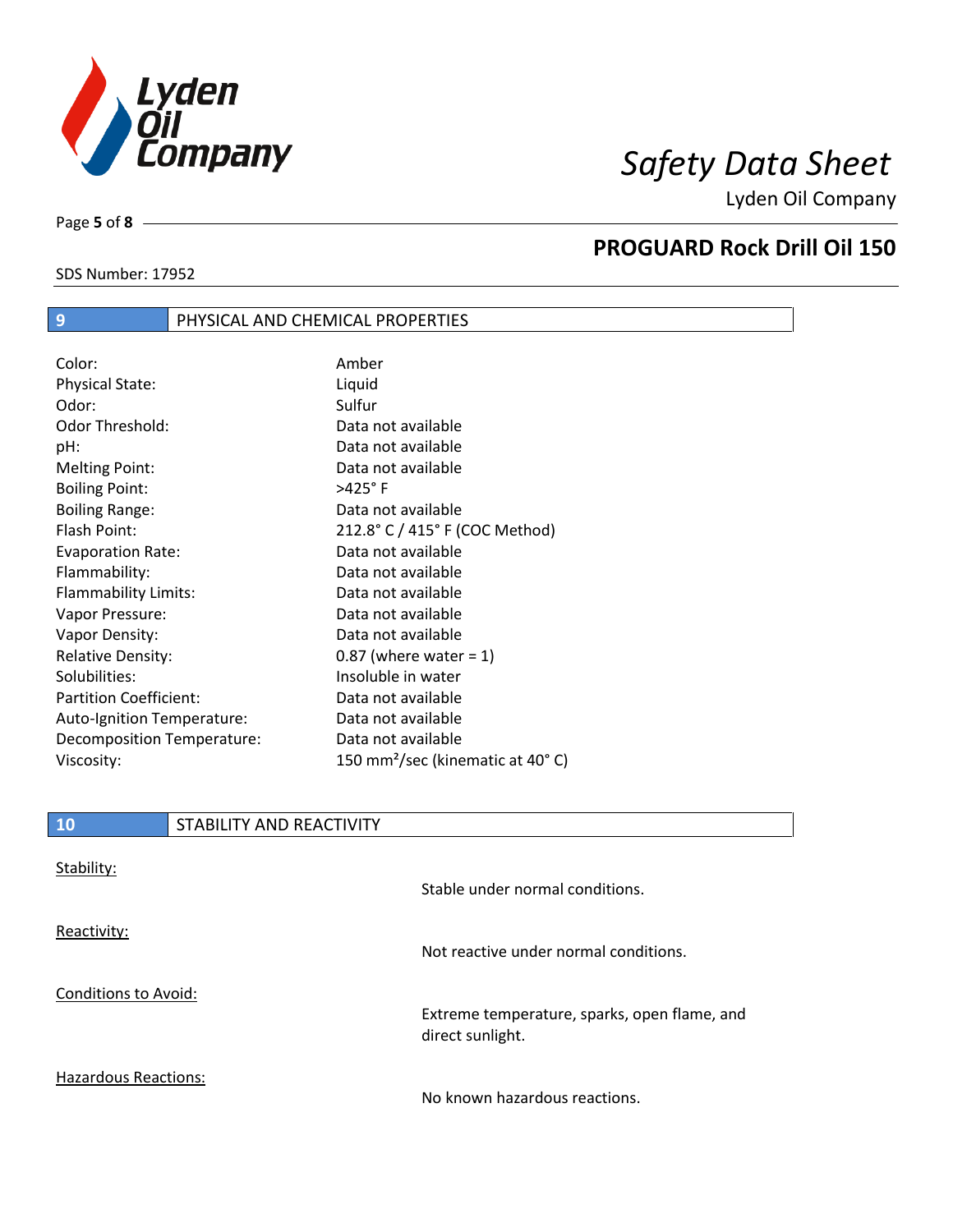## 9 PHYSICAL AND CHEMICAL PROPERTIES

| Property | Value |
|---|---|
| Color: | Amber |
| Physical State: | Liquid |
| Odor: | Sulfur |
| Odor Threshold: | Data not available |
| pH: | Data not available |
| Melting Point: | Data not available |
| Boiling Point: | >425° F |
| Boiling Range: | Data not available |
| Flash Point: | 212.8° C / 415° F (COC Method) |
| Evaporation Rate: | Data not available |
| Flammability: | Data not available |
| Flammability Limits: | Data not available |
| Vapor Pressure: | Data not available |
| Vapor Density: | Data not available |
| Relative Density: | 0.87 (where water = 1) |
| Solubilities: | Insoluble in water |
| Partition Coefficient: | Data not available |
| Auto-Ignition Temperature: | Data not available |
| Decomposition Temperature: | Data not available |
| Viscosity: | 150 $mm^2$/sec (kinematic at 40° C) |

## 10 STABILITY AND REACTIVITY

Stability:

Stable under normal conditions.

Reactivity:

Not reactive under normal conditions.

Conditions to Avoid:

Extreme temperature, sparks, open flame, and direct sunlight.

Hazardous Reactions:

No known hazardous reactions.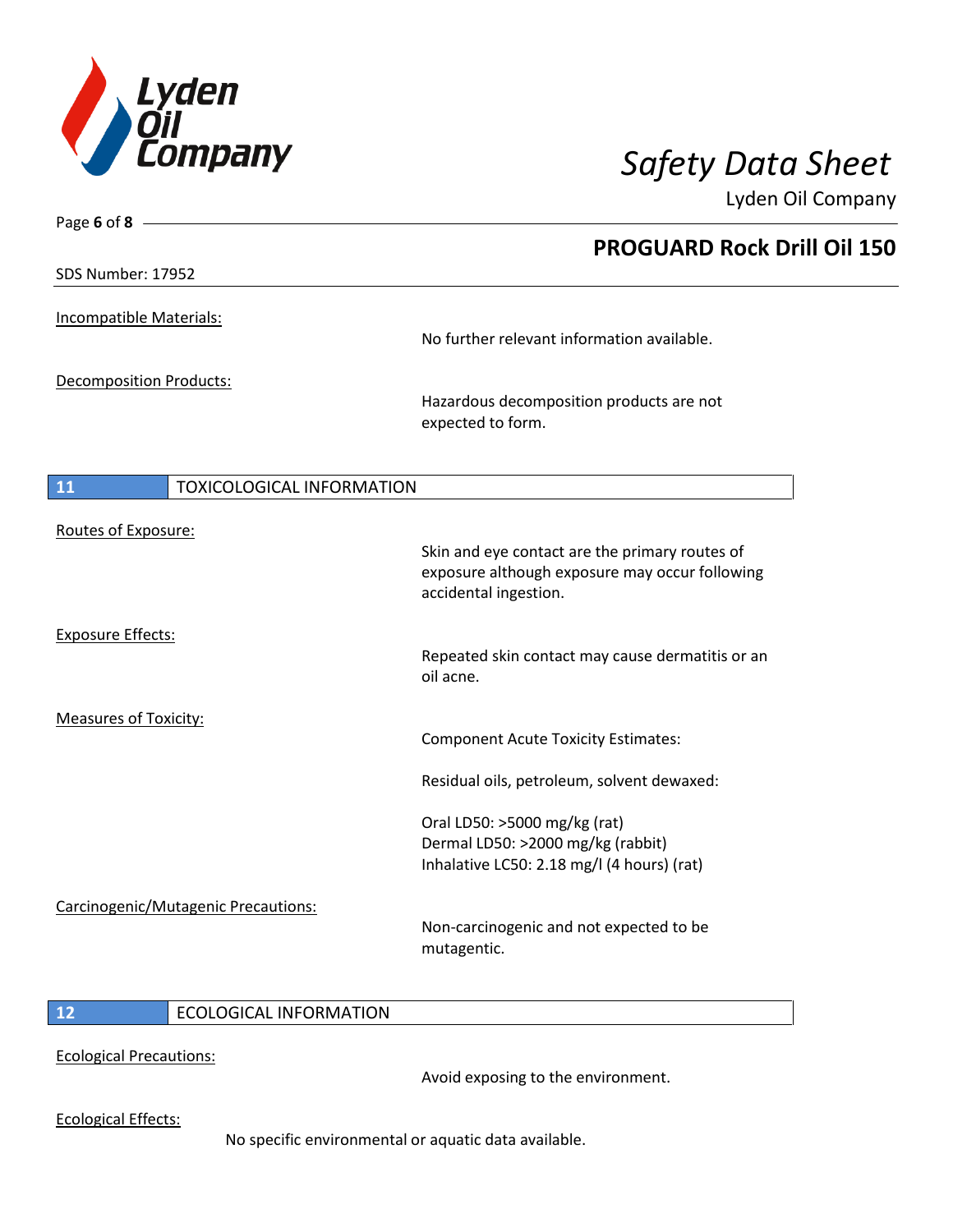Incompatible Materials:

No further relevant information available.

Decomposition Products:

Hazardous decomposition products are not expected to form.

## 11 TOXICOLOGICAL INFORMATION

Routes of Exposure:

Skin and eye contact are the primary routes of exposure although exposure may occur following accidental ingestion.

Exposure Effects:

Repeated skin contact may cause dermatitis or an oil acne.

Measures of Toxicity:

Component Acute Toxicity Estimates:

Residual oils, petroleum, solvent dewaxed:

Oral LD50: >5000 mg/kg (rat)
Dermal LD50: >2000 mg/kg (rabbit)
Inhalative LC50: 2.18 mg/l (4 hours) (rat)

Carcinogenic/Mutagenic Precautions:

Non-carcinogenic and not expected to be mutagentic.

## 12 ECOLOGICAL INFORMATION

Ecological Precautions:

Avoid exposing to the environment.

Ecological Effects:

No specific environmental or aquatic data available.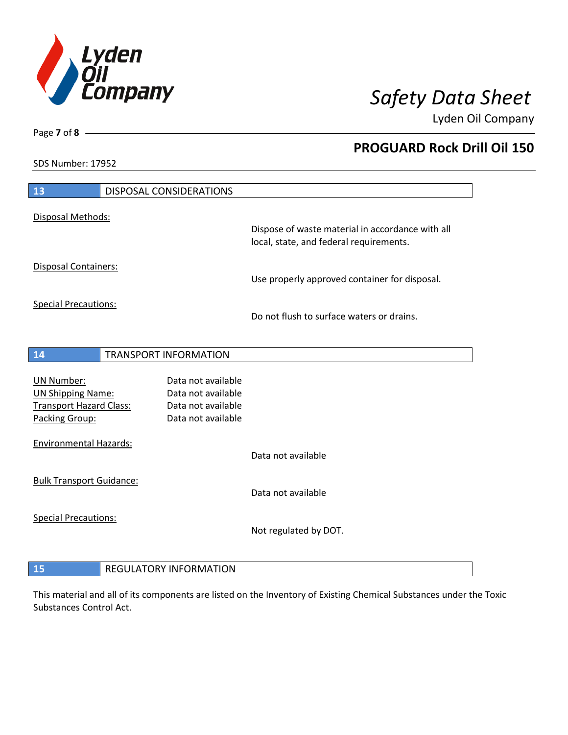## 13 DISPOSAL CONSIDERATIONS

Disposal Methods:

Dispose of waste material in accordance with all local, state, and federal requirements.

Disposal Containers:

Use properly approved container for disposal.

Special Precautions:

Do not flush to surface waters or drains.

## 14 TRANSPORT INFORMATION

| | |
|---|---|
| UN Number: | Data not available |
| UN Shipping Name: | Data not available |
| Transport Hazard Class: | Data not available |
| Packing Group: | Data not available |

Environmental Hazards:

Data not available

Bulk Transport Guidance:

Data not available

Special Precautions:

Not regulated by DOT.

## 15 REGULATORY INFORMATION

This material and all of its components are listed on the Inventory of Existing Chemical Substances under the Toxic Substances Control Act.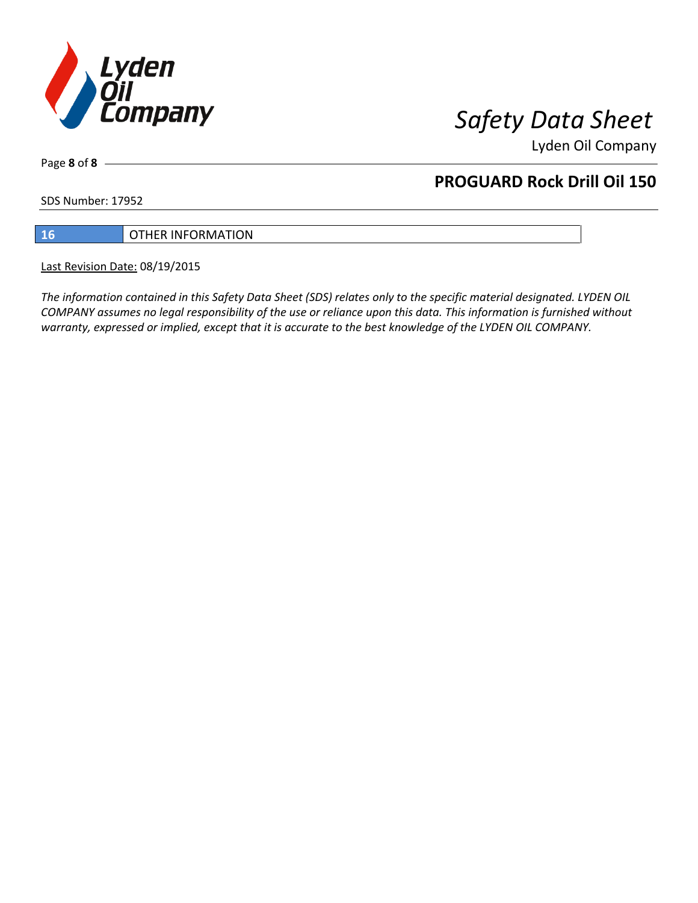## 16 OTHER INFORMATION

Last Revision Date: 08/19/2015

*The information contained in this Safety Data Sheet (SDS) relates only to the specific material designated. LYDEN OIL COMPANY assumes no legal responsibility of the use or reliance upon this data. This information is furnished without warranty, expressed or implied, except that it is accurate to the best knowledge of the LYDEN OIL COMPANY.*